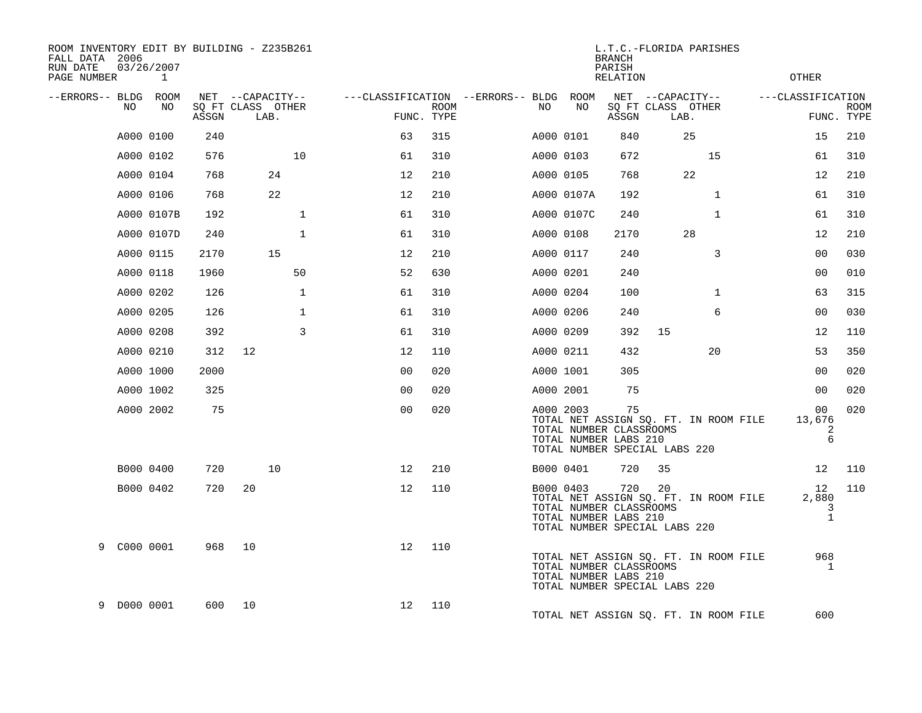ROOM INVENTORY EDIT BY BUILDING - Z235B261
FALL DATA 2006
RUN DATE 03/26/2007
PAGE NUMBER 1

L.T.C.-FLORIDA PARISHES
BRANCH
PARISH
RELATION
OTHER

| --ERRORS-- | BLDG NO | ROOM NO | NET SQ FT ASSGN | CAPACITY CLASS | CAPACITY LAB. | CAPACITY OTHER | CLASSIFICATION FUNC. | ROOM TYPE | --ERRORS-- | BLDG NO | ROOM NO | NET SQ FT ASSGN | CAPACITY CLASS | CAPACITY LAB. | CAPACITY OTHER | CLASSIFICATION FUNC. | ROOM TYPE |
|---|---|---|---|---|---|---|---|---|---|---|---|---|---|---|---|---|---|
| | A000 | 0100 | 240 | | | | 63 | 315 | | A000 | 0101 | 840 | | 25 | | 15 | 210 |
| | A000 | 0102 | 576 | | | 10 | 61 | 310 | | A000 | 0103 | 672 | | | 15 | 61 | 310 |
| | A000 | 0104 | 768 | | 24 | | 12 | 210 | | A000 | 0105 | 768 | | 22 | | 12 | 210 |
| | A000 | 0106 | 768 | | 22 | | 12 | 210 | | A000 | 0107A | 192 | | | 1 | 61 | 310 |
| | A000 | 0107B | 192 | | | 1 | 61 | 310 | | A000 | 0107C | 240 | | | 1 | 61 | 310 |
| | A000 | 0107D | 240 | | | 1 | 61 | 310 | | A000 | 0108 | 2170 | | 28 | | 12 | 210 |
| | A000 | 0115 | 2170 | | 15 | | 12 | 210 | | A000 | 0117 | 240 | | | 3 | 00 | 030 |
| | A000 | 0118 | 1960 | | | 50 | 52 | 630 | | A000 | 0201 | 240 | | | | 00 | 010 |
| | A000 | 0202 | 126 | | | 1 | 61 | 310 | | A000 | 0204 | 100 | | | 1 | 63 | 315 |
| | A000 | 0205 | 126 | | | 1 | 61 | 310 | | A000 | 0206 | 240 | | | 6 | 00 | 030 |
| | A000 | 0208 | 392 | | | 3 | 61 | 310 | | A000 | 0209 | 392 | 15 | | | 12 | 110 |
| | A000 | 0210 | 312 | 12 | | | 12 | 110 | | A000 | 0211 | 432 | | | 20 | 53 | 350 |
| | A000 | 1000 | 2000 | | | | 00 | 020 | | A000 | 1001 | 305 | | | | 00 | 020 |
| | A000 | 1002 | 325 | | | | 00 | 020 | | A000 | 2001 | 75 | | | | 00 | 020 |
| | A000 | 2002 | 75 | | | | 00 | 020 | | A000 | 2003 | 75 | | | | 00 | 020 |
| | | | | | | | | | | TOTAL NET ASSIGN SQ. FT. IN ROOM FILE | | | | | | 13,676 | |
| | | | | | | | | | | TOTAL NUMBER CLASSROOMS | | | | | | 2 | |
| | | | | | | | | | | TOTAL NUMBER LABS 210 | | | | | | 6 | |
| | | | | | | | | | | TOTAL NUMBER SPECIAL LABS 220 | | | | | | | |
| | B000 | 0400 | 720 | | 10 | | 12 | 210 | | B000 | 0401 | 720 | 35 | | | 12 | 110 |
| | B000 | 0402 | 720 | 20 | | | 12 | 110 | | B000 | 0403 | 720 | 20 | | | 12 | 110 |
| | | | | | | | | | | TOTAL NET ASSIGN SQ. FT. IN ROOM FILE | | | | | | 2,880 | |
| | | | | | | | | | | TOTAL NUMBER CLASSROOMS | | | | | | 3 | |
| | | | | | | | | | | TOTAL NUMBER LABS 210 | | | | | | 1 | |
| | | | | | | | | | | TOTAL NUMBER SPECIAL LABS 220 | | | | | | | |
| 9 | C000 | 0001 | 968 | 10 | | | 12 | 110 | | | | | | | | | |
| | | | | | | | | | | TOTAL NET ASSIGN SQ. FT. IN ROOM FILE | | | | | | 968 | |
| | | | | | | | | | | TOTAL NUMBER CLASSROOMS | | | | | | 1 | |
| | | | | | | | | | | TOTAL NUMBER LABS 210 | | | | | | | |
| | | | | | | | | | | TOTAL NUMBER SPECIAL LABS 220 | | | | | | | |
| 9 | D000 | 0001 | 600 | 10 | | | 12 | 110 | | | | | | | | | |
| | | | | | | | | | | TOTAL NET ASSIGN SQ. FT. IN ROOM FILE | | | | | | 600 | |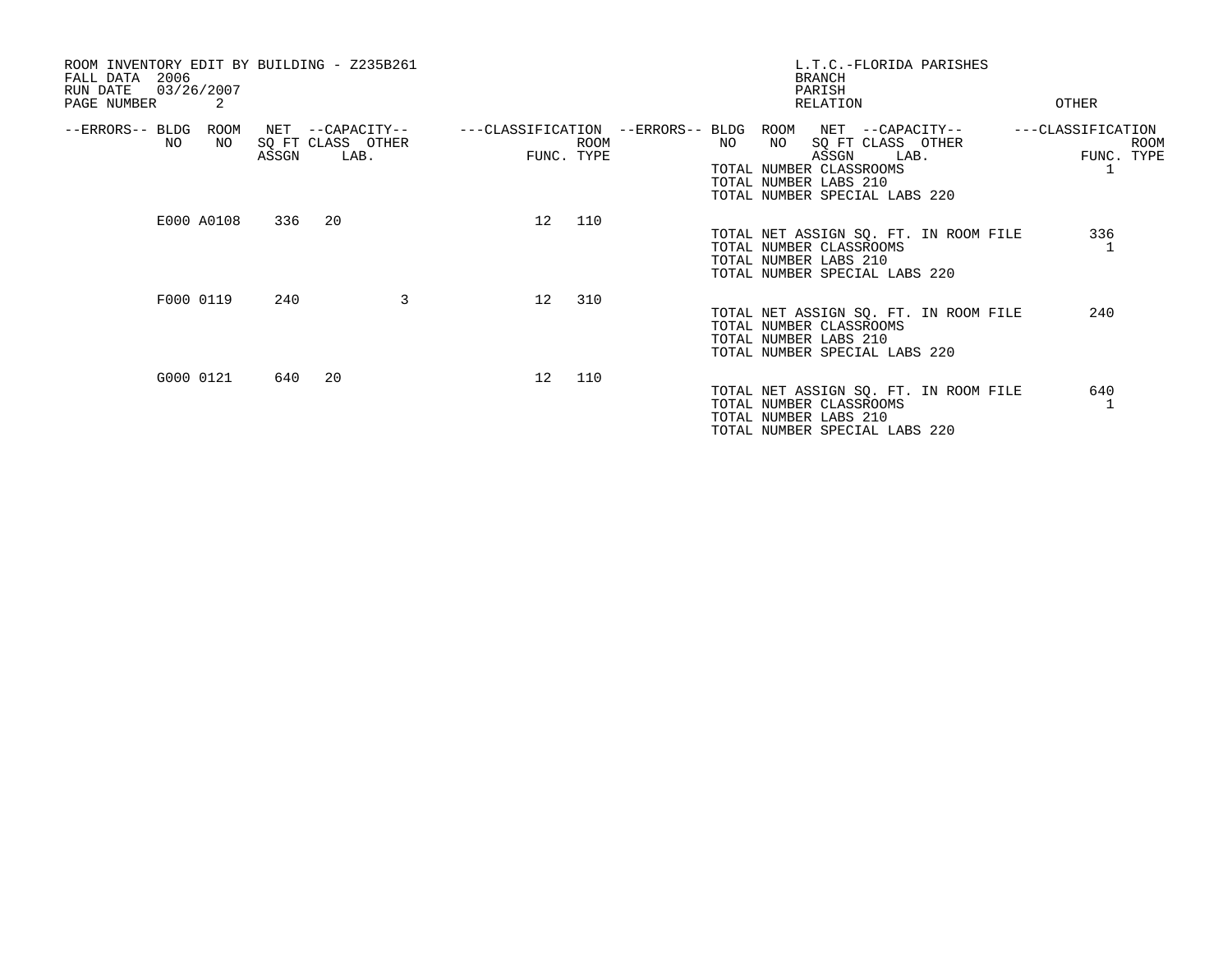ROOM INVENTORY EDIT BY BUILDING - Z235B261
FALL DATA 2006
RUN DATE 03/26/2007
PAGE NUMBER 2

L.T.C.-FLORIDA PARISHES
BRANCH
PARISH
RELATION
OTHER

| --ERRORS-- | BLDG NO | ROOM NO | NET SQ FT ASSGN | --CAPACITY-- CLASS | LAB. | OTHER | ---CLASSIFICATION FUNC. | ROOM TYPE |
|---|---|---|---|---|---|---|---|---|
| | E000 | A0108 | 336 | 20 | | | 12 | 110 |
| | F000 | 0119 | 240 | | | 3 | 12 | 310 |
| | G000 | 0121 | 640 | 20 | | | 12 | 110 |

TOTAL NUMBER CLASSROOMS 1
TOTAL NUMBER LABS 210
TOTAL NUMBER SPECIAL LABS 220

TOTAL NET ASSIGN SQ. FT. IN ROOM FILE 336
TOTAL NUMBER CLASSROOMS 1
TOTAL NUMBER LABS 210
TOTAL NUMBER SPECIAL LABS 220

TOTAL NET ASSIGN SQ. FT. IN ROOM FILE 240
TOTAL NUMBER CLASSROOMS
TOTAL NUMBER LABS 210
TOTAL NUMBER SPECIAL LABS 220

TOTAL NET ASSIGN SQ. FT. IN ROOM FILE 640
TOTAL NUMBER CLASSROOMS 1
TOTAL NUMBER LABS 210
TOTAL NUMBER SPECIAL LABS 220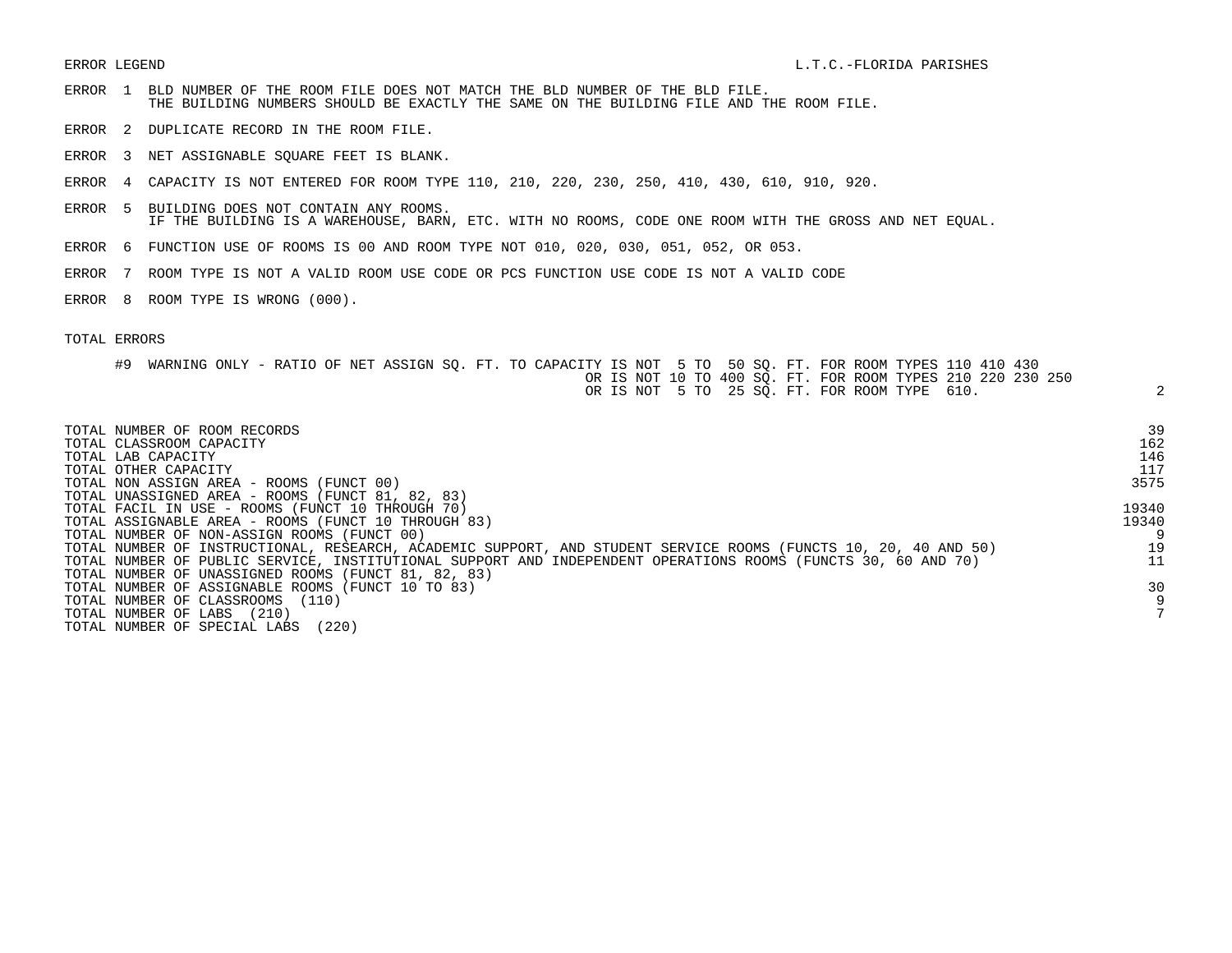ERROR LEGEND

L.T.C.-FLORIDA PARISHES

ERROR 1 BLD NUMBER OF THE ROOM FILE DOES NOT MATCH THE BLD NUMBER OF THE BLD FILE.
THE BUILDING NUMBERS SHOULD BE EXACTLY THE SAME ON THE BUILDING FILE AND THE ROOM FILE.

ERROR 2 DUPLICATE RECORD IN THE ROOM FILE.

ERROR 3 NET ASSIGNABLE SQUARE FEET IS BLANK.

ERROR 4 CAPACITY IS NOT ENTERED FOR ROOM TYPE 110, 210, 220, 230, 250, 410, 430, 610, 910, 920.

ERROR 5 BUILDING DOES NOT CONTAIN ANY ROOMS.
IF THE BUILDING IS A WAREHOUSE, BARN, ETC. WITH NO ROOMS, CODE ONE ROOM WITH THE GROSS AND NET EQUAL.

ERROR 6 FUNCTION USE OF ROOMS IS 00 AND ROOM TYPE NOT 010, 020, 030, 051, 052, OR 053.

ERROR 7 ROOM TYPE IS NOT A VALID ROOM USE CODE OR PCS FUNCTION USE CODE IS NOT A VALID CODE

ERROR 8 ROOM TYPE IS WRONG (000).

TOTAL ERRORS

| | |
|---|---|
| #9 WARNING ONLY - RATIO OF NET ASSIGN SQ. FT. TO CAPACITY IS NOT 5 TO 50 SQ. FT. FOR ROOM TYPES 110 410 430 OR IS NOT 10 TO 400 SQ. FT. FOR ROOM TYPES 210 220 230 250 OR IS NOT 5 TO 25 SQ. FT. FOR ROOM TYPE 610. | 2 |

| | |
|---|---|
| TOTAL NUMBER OF ROOM RECORDS | 39 |
| TOTAL CLASSROOM CAPACITY | 162 |
| TOTAL LAB CAPACITY | 146 |
| TOTAL OTHER CAPACITY | 117 |
| TOTAL NON ASSIGN AREA - ROOMS (FUNCT 00) | 3575 |
| TOTAL UNASSIGNED AREA - ROOMS (FUNCT 81, 82, 83) | |
| TOTAL FACIL IN USE - ROOMS (FUNCT 10 THROUGH 70) | 19340 |
| TOTAL ASSIGNABLE AREA - ROOMS (FUNCT 10 THROUGH 83) | 19340 |
| TOTAL NUMBER OF NON-ASSIGN ROOMS (FUNCT 00) | 9 |
| TOTAL NUMBER OF INSTRUCTIONAL, RESEARCH, ACADEMIC SUPPORT, AND STUDENT SERVICE ROOMS (FUNCTS 10, 20, 40 AND 50) | 19 |
| TOTAL NUMBER OF PUBLIC SERVICE, INSTITUTIONAL SUPPORT AND INDEPENDENT OPERATIONS ROOMS (FUNCTS 30, 60 AND 70) | 11 |
| TOTAL NUMBER OF UNASSIGNED ROOMS (FUNCT 81, 82, 83) | |
| TOTAL NUMBER OF ASSIGNABLE ROOMS (FUNCT 10 TO 83) | 30 |
| TOTAL NUMBER OF CLASSROOMS (110) | 9 |
| TOTAL NUMBER OF LABS (210) | 7 |
| TOTAL NUMBER OF SPECIAL LABS (220) | |